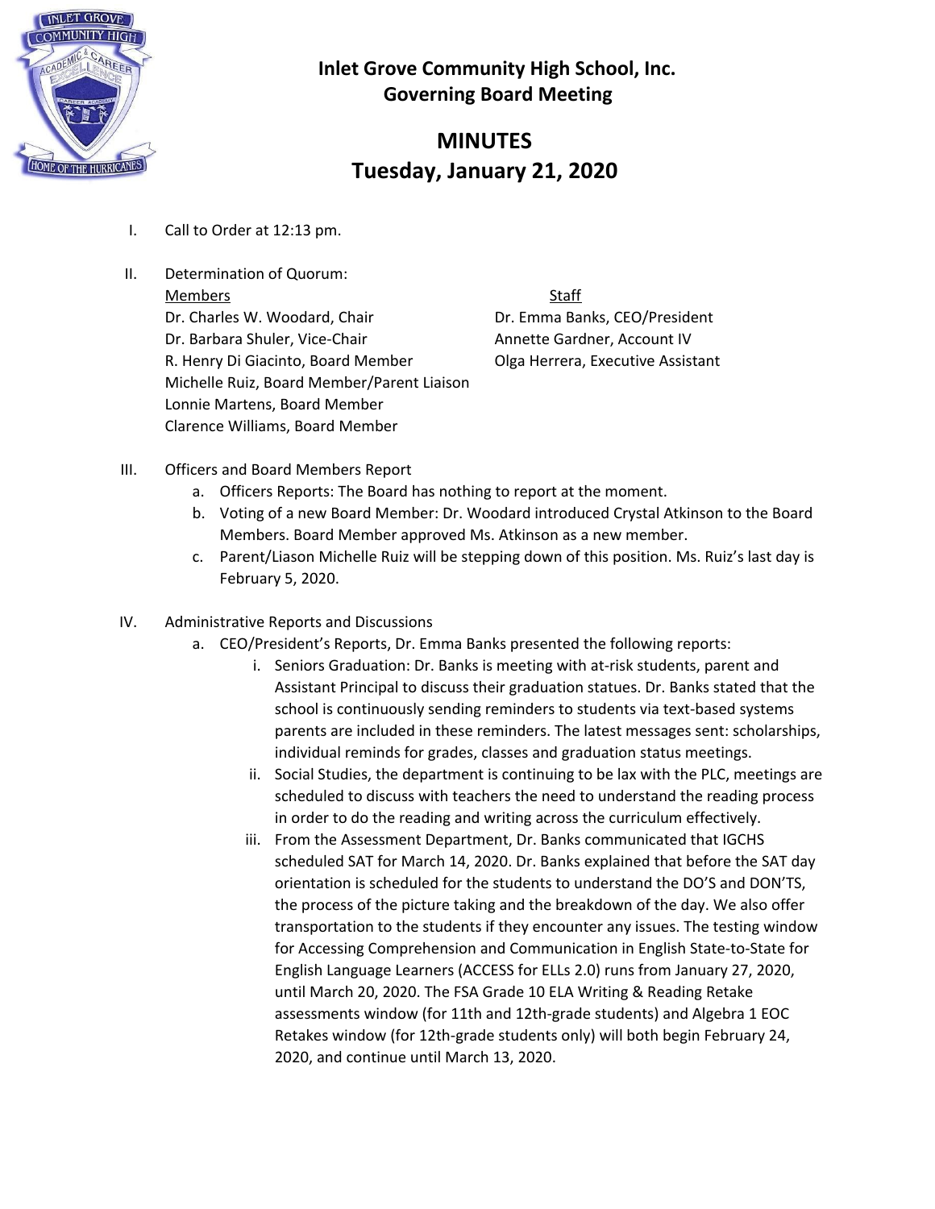# Inlet Grove Community High School, Inc.
## Governing Board Meeting

# MINUTES
## Tuesday, January 21, 2020

I. Call to Order at 12:13 pm.

II. Determination of Quorum:

| Members | Staff |
|---|---|
| Dr. Charles W. Woodard, Chair | Dr. Emma Banks, CEO/President |
| Dr. Barbara Shuler, Vice-Chair | Annette Gardner, Account IV |
| R. Henry Di Giacinto, Board Member | Olga Herrera, Executive Assistant |
| Michelle Ruiz, Board Member/Parent Liaison | |
| Lonnie Martens, Board Member | |
| Clarence Williams, Board Member | |

III. Officers and Board Members Report
   a. Officers Reports: The Board has nothing to report at the moment.
   b. Voting of a new Board Member: Dr. Woodard introduced Crystal Atkinson to the Board Members. Board Member approved Ms. Atkinson as a new member.
   c. Parent/Liason Michelle Ruiz will be stepping down of this position. Ms. Ruiz's last day is February 5, 2020.

IV. Administrative Reports and Discussions
   a. CEO/President's Reports, Dr. Emma Banks presented the following reports:
      i. Seniors Graduation: Dr. Banks is meeting with at-risk students, parent and Assistant Principal to discuss their graduation statues. Dr. Banks stated that the school is continuously sending reminders to students via text-based systems parents are included in these reminders. The latest messages sent: scholarships, individual reminds for grades, classes and graduation status meetings.
      ii. Social Studies, the department is continuing to be lax with the PLC, meetings are scheduled to discuss with teachers the need to understand the reading process in order to do the reading and writing across the curriculum effectively.
      iii. From the Assessment Department, Dr. Banks communicated that IGCHS scheduled SAT for March 14, 2020. Dr. Banks explained that before the SAT day orientation is scheduled for the students to understand the DO'S and DON'TS, the process of the picture taking and the breakdown of the day. We also offer transportation to the students if they encounter any issues. The testing window for Accessing Comprehension and Communication in English State-to-State for English Language Learners (ACCESS for ELLs 2.0) runs from January 27, 2020, until March 20, 2020. The FSA Grade 10 ELA Writing & Reading Retake assessments window (for 11th and 12th-grade students) and Algebra 1 EOC Retakes window (for 12th-grade students only) will both begin February 24, 2020, and continue until March 13, 2020.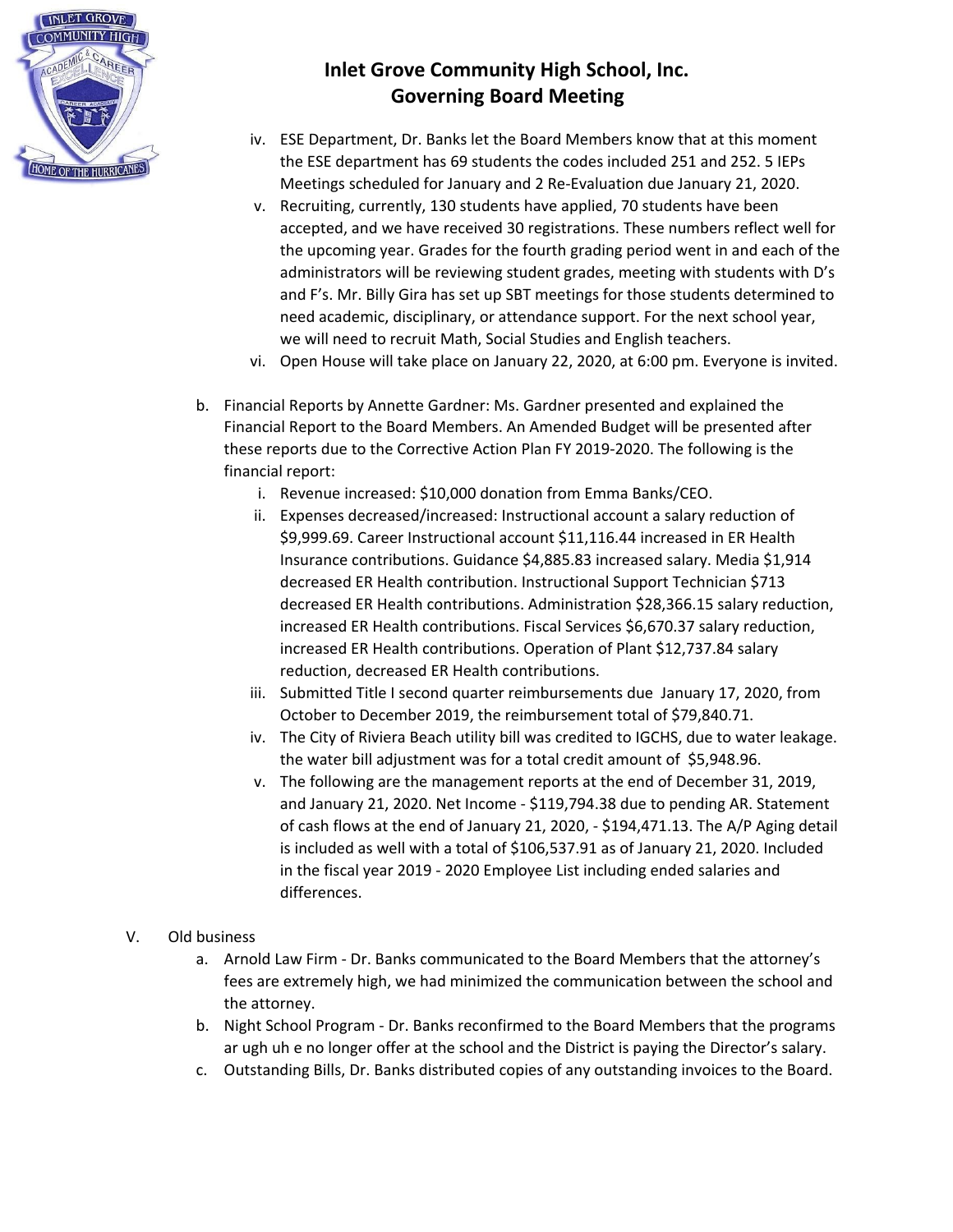# Inlet Grove Community High School, Inc.
## Governing Board Meeting

iv. ESE Department, Dr. Banks let the Board Members know that at this moment the ESE department has 69 students the codes included 251 and 252. 5 IEPs Meetings scheduled for January and 2 Re-Evaluation due January 21, 2020.

v. Recruiting, currently, 130 students have applied, 70 students have been accepted, and we have received 30 registrations. These numbers reflect well for the upcoming year. Grades for the fourth grading period went in and each of the administrators will be reviewing student grades, meeting with students with D's and F's. Mr. Billy Gira has set up SBT meetings for those students determined to need academic, disciplinary, or attendance support. For the next school year, we will need to recruit Math, Social Studies and English teachers.

vi. Open House will take place on January 22, 2020, at 6:00 pm. Everyone is invited.

b. Financial Reports by Annette Gardner: Ms. Gardner presented and explained the Financial Report to the Board Members. An Amended Budget will be presented after these reports due to the Corrective Action Plan FY 2019-2020. The following is the financial report:

   i. Revenue increased: $10,000 donation from Emma Banks/CEO.

   ii. Expenses decreased/increased: Instructional account a salary reduction of $9,999.69. Career Instructional account $11,116.44 increased in ER Health Insurance contributions. Guidance $4,885.83 increased salary. Media $1,914 decreased ER Health contribution. Instructional Support Technician $713 decreased ER Health contributions. Administration $28,366.15 salary reduction, increased ER Health contributions. Fiscal Services $6,670.37 salary reduction, increased ER Health contributions. Operation of Plant $12,737.84 salary reduction, decreased ER Health contributions.

   iii. Submitted Title I second quarter reimbursements due January 17, 2020, from October to December 2019, the reimbursement total of $79,840.71.

   iv. The City of Riviera Beach utility bill was credited to IGCHS, due to water leakage. the water bill adjustment was for a total credit amount of $5,948.96.

   v. The following are the management reports at the end of December 31, 2019, and January 21, 2020. Net Income - $119,794.38 due to pending AR. Statement of cash flows at the end of January 21, 2020, - $194,471.13. The A/P Aging detail is included as well with a total of $106,537.91 as of January 21, 2020. Included in the fiscal year 2019 - 2020 Employee List including ended salaries and differences.

V. Old business

a. Arnold Law Firm - Dr. Banks communicated to the Board Members that the attorney's fees are extremely high, we had minimized the communication between the school and the attorney.

b. Night School Program - Dr. Banks reconfirmed to the Board Members that the programs ar ugh uh e no longer offer at the school and the District is paying the Director's salary.

c. Outstanding Bills, Dr. Banks distributed copies of any outstanding invoices to the Board.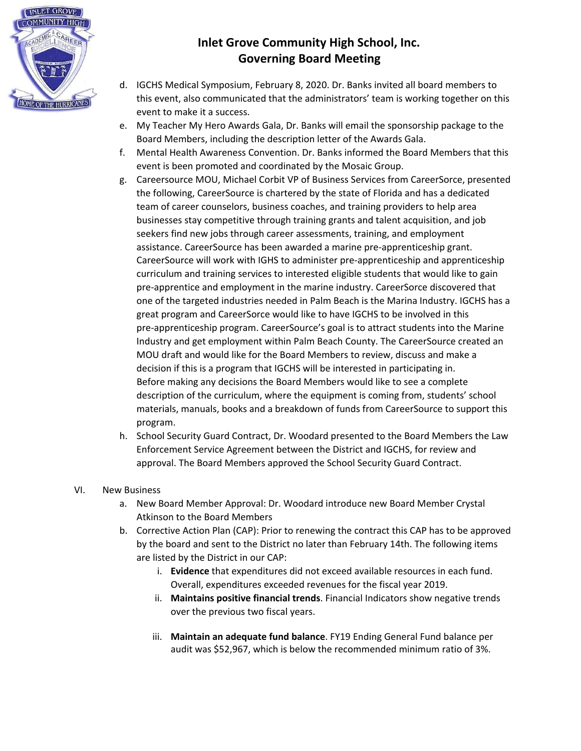# Inlet Grove Community High School, Inc.
## Governing Board Meeting

d. IGCHS Medical Symposium, February 8, 2020. Dr. Banks invited all board members to this event, also communicated that the administrators' team is working together on this event to make it a success.

e. My Teacher My Hero Awards Gala, Dr. Banks will email the sponsorship package to the Board Members, including the description letter of the Awards Gala.

f. Mental Health Awareness Convention. Dr. Banks informed the Board Members that this event is been promoted and coordinated by the Mosaic Group.

g. Careersource MOU, Michael Corbit VP of Business Services from CareerSorce, presented the following, CareerSource is chartered by the state of Florida and has a dedicated team of career counselors, business coaches, and training providers to help area businesses stay competitive through training grants and talent acquisition, and job seekers find new jobs through career assessments, training, and employment assistance. CareerSource has been awarded a marine pre-apprenticeship grant. CareerSource will work with IGHS to administer pre-apprenticeship and apprenticeship curriculum and training services to interested eligible students that would like to gain pre-apprentice and employment in the marine industry. CareerSorce discovered that one of the targeted industries needed in Palm Beach is the Marina Industry. IGCHS has a great program and CareerSorce would like to have IGCHS to be involved in this pre-apprenticeship program. CareerSource's goal is to attract students into the Marine Industry and get employment within Palm Beach County. The CareerSource created an MOU draft and would like for the Board Members to review, discuss and make a decision if this is a program that IGCHS will be interested in participating in.
Before making any decisions the Board Members would like to see a complete description of the curriculum, where the equipment is coming from, students' school materials, manuals, books and a breakdown of funds from CareerSource to support this program.

h. School Security Guard Contract, Dr. Woodard presented to the Board Members the Law Enforcement Service Agreement between the District and IGCHS, for review and approval. The Board Members approved the School Security Guard Contract.

VI. New Business

a. New Board Member Approval: Dr. Woodard introduce new Board Member Crystal Atkinson to the Board Members

b. Corrective Action Plan (CAP): Prior to renewing the contract this CAP has to be approved by the board and sent to the District no later than February 14th. The following items are listed by the District in our CAP:

   i. **Evidence** that expenditures did not exceed available resources in each fund. Overall, expenditures exceeded revenues for the fiscal year 2019.

   ii. **Maintains positive financial trends**. Financial Indicators show negative trends over the previous two fiscal years.

   iii. **Maintain an adequate fund balance**. FY19 Ending General Fund balance per audit was $52,967, which is below the recommended minimum ratio of 3%.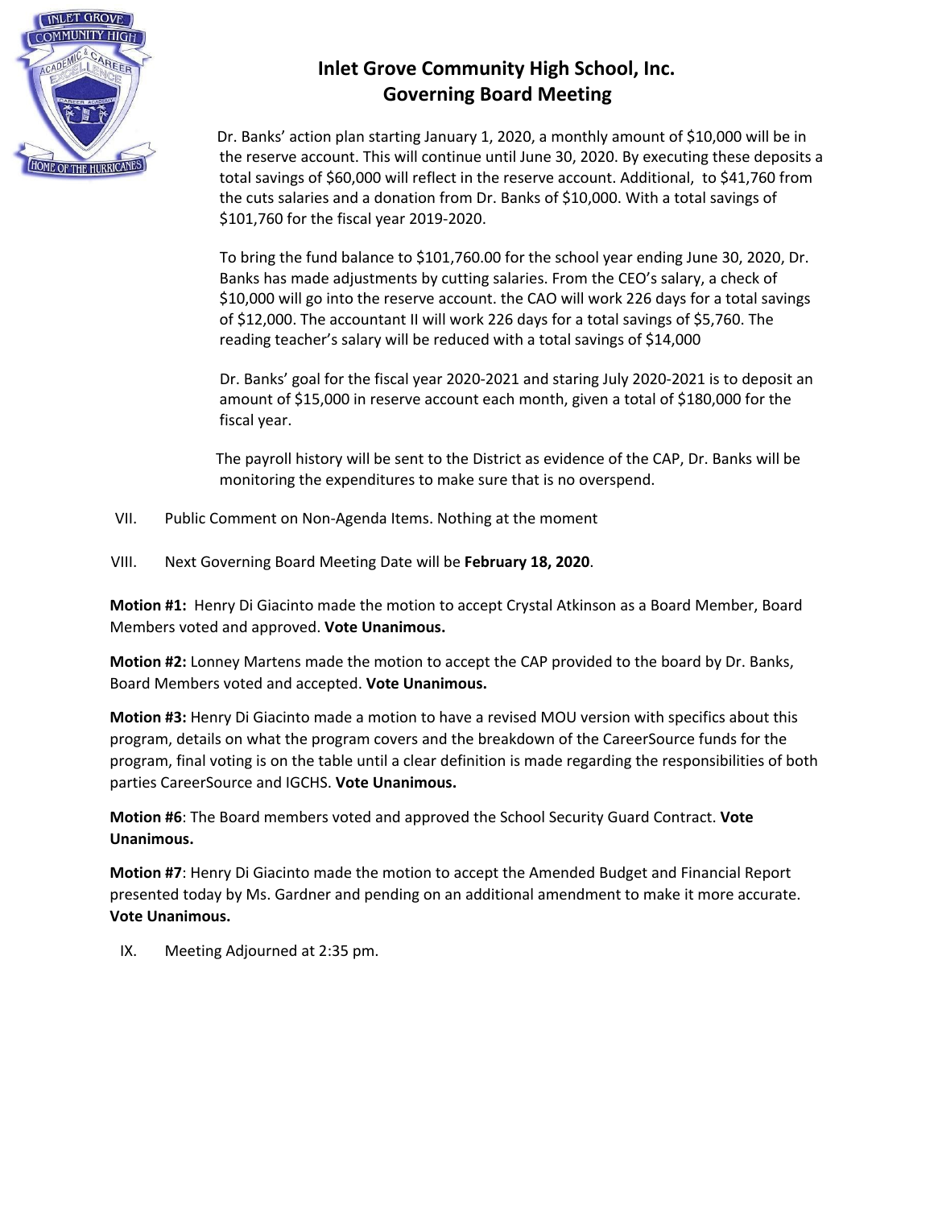# Inlet Grove Community High School, Inc.
## Governing Board Meeting

Dr. Banks' action plan starting January 1, 2020, a monthly amount of $10,000 will be in the reserve account. This will continue until June 30, 2020. By executing these deposits a total savings of $60,000 will reflect in the reserve account. Additional, to $41,760 from the cuts salaries and a donation from Dr. Banks of $10,000. With a total savings of $101,760 for the fiscal year 2019-2020.

To bring the fund balance to $101,760.00 for the school year ending June 30, 2020, Dr. Banks has made adjustments by cutting salaries. From the CEO's salary, a check of $10,000 will go into the reserve account. the CAO will work 226 days for a total savings of $12,000. The accountant II will work 226 days for a total savings of $5,760. The reading teacher's salary will be reduced with a total savings of $14,000

Dr. Banks' goal for the fiscal year 2020-2021 and staring July 2020-2021 is to deposit an amount of $15,000 in reserve account each month, given a total of $180,000 for the fiscal year.

The payroll history will be sent to the District as evidence of the CAP, Dr. Banks will be monitoring the expenditures to make sure that is no overspend.

VII. Public Comment on Non-Agenda Items. Nothing at the moment

VIII. Next Governing Board Meeting Date will be **February 18, 2020**.

**Motion #1:** Henry Di Giacinto made the motion to accept Crystal Atkinson as a Board Member, Board Members voted and approved. **Vote Unanimous.**

**Motion #2:** Lonney Martens made the motion to accept the CAP provided to the board by Dr. Banks, Board Members voted and accepted. **Vote Unanimous.**

**Motion #3:** Henry Di Giacinto made a motion to have a revised MOU version with specifics about this program, details on what the program covers and the breakdown of the CareerSource funds for the program, final voting is on the table until a clear definition is made regarding the responsibilities of both parties CareerSource and IGCHS. **Vote Unanimous.**

**Motion #6**: The Board members voted and approved the School Security Guard Contract. **Vote Unanimous.**

**Motion #7**: Henry Di Giacinto made the motion to accept the Amended Budget and Financial Report presented today by Ms. Gardner and pending on an additional amendment to make it more accurate. **Vote Unanimous.**

IX. Meeting Adjourned at 2:35 pm.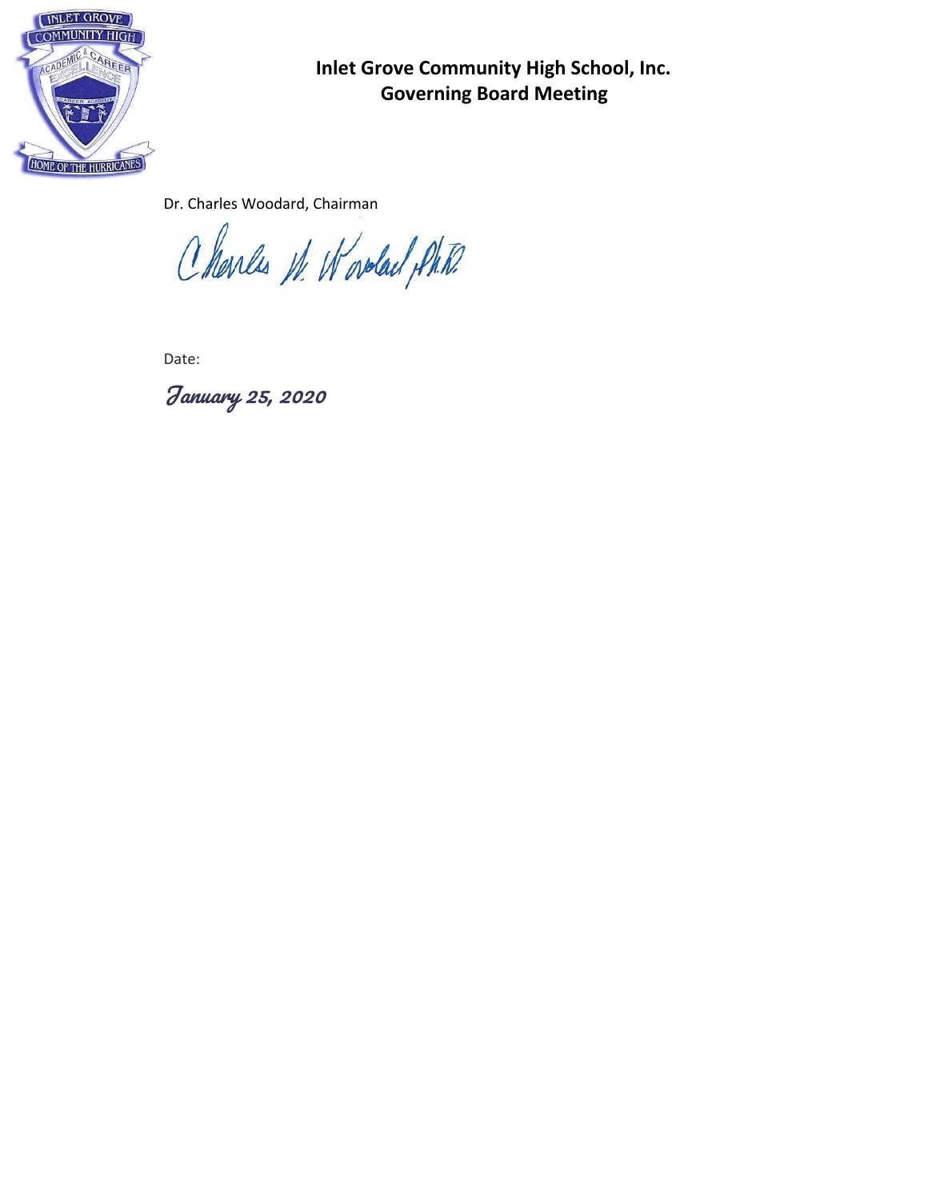**Inlet Grove Community High School, Inc.**
**Governing Board Meeting**

Dr. Charles Woodard, Chairman

Charles W. Woodard Ph.D.

Date:

January 25, 2020